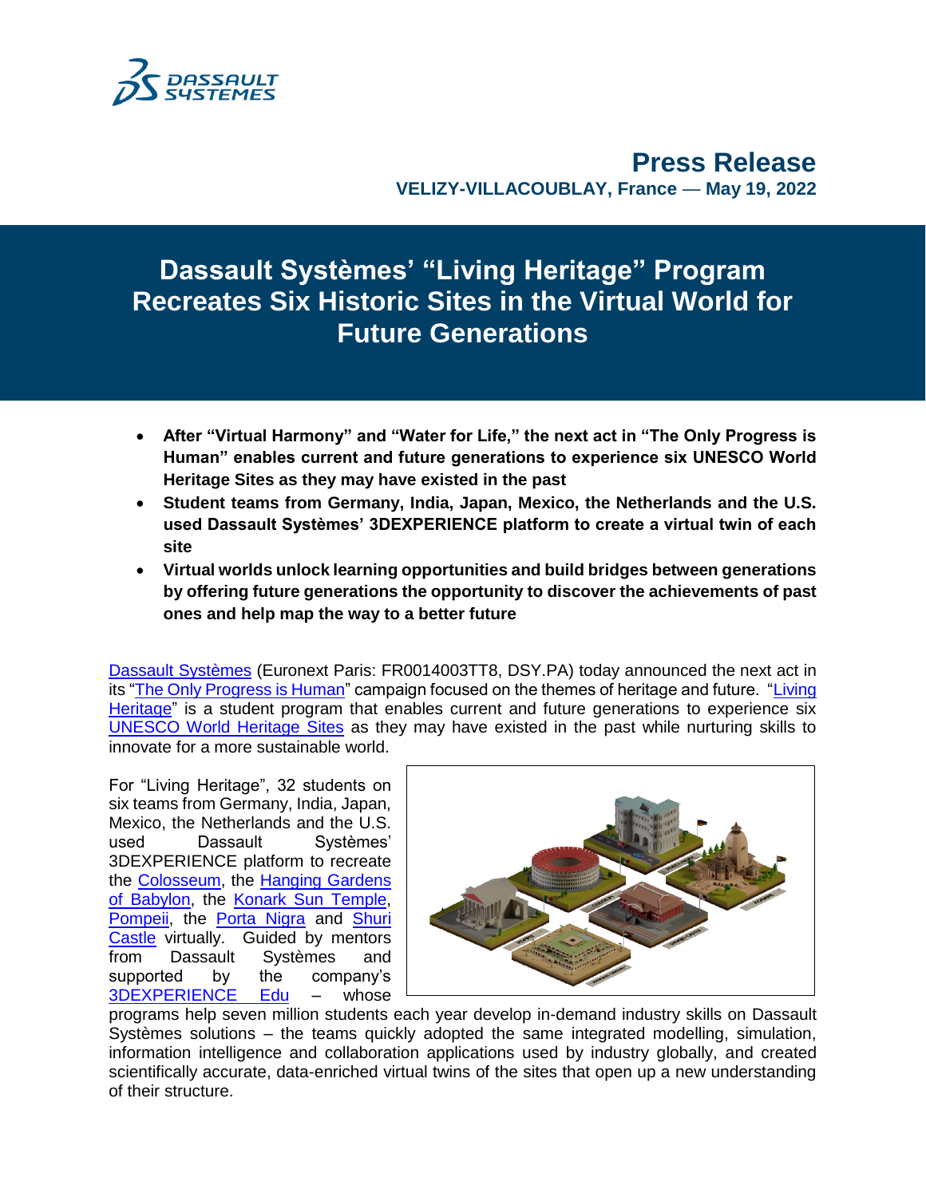# Press Release

**VELIZY-VILLACOUBLAY, France — May 19, 2022**

# Dassault Systèmes' "Living Heritage" Program Recreates Six Historic Sites in the Virtual World for Future Generations

- **After "Virtual Harmony" and "Water for Life," the next act in "The Only Progress is Human" enables current and future generations to experience six UNESCO World Heritage Sites as they may have existed in the past**
- **Student teams from Germany, India, Japan, Mexico, the Netherlands and the U.S. used Dassault Systèmes' 3DEXPERIENCE platform to create a virtual twin of each site**
- **Virtual worlds unlock learning opportunities and build bridges between generations by offering future generations the opportunity to discover the achievements of past ones and help map the way to a better future**

Dassault Systèmes (Euronext Paris: FR0014003TT8, DSY.PA) today announced the next act in its "The Only Progress is Human" campaign focused on the themes of heritage and future. "Living Heritage" is a student program that enables current and future generations to experience six UNESCO World Heritage Sites as they may have existed in the past while nurturing skills to innovate for a more sustainable world.

For "Living Heritage", 32 students on six teams from Germany, India, Japan, Mexico, the Netherlands and the U.S. used Dassault Systèmes' 3DEXPERIENCE platform to recreate the Colosseum, the Hanging Gardens of Babylon, the Konark Sun Temple, Pompeii, the Porta Nigra and Shuri Castle virtually. Guided by mentors from Dassault Systèmes and supported by the company's 3DEXPERIENCE Edu – whose programs help seven million students each year develop in-demand industry skills on Dassault Systèmes solutions – the teams quickly adopted the same integrated modelling, simulation, information intelligence and collaboration applications used by industry globally, and created scientifically accurate, data-enriched virtual twins of the sites that open up a new understanding of their structure.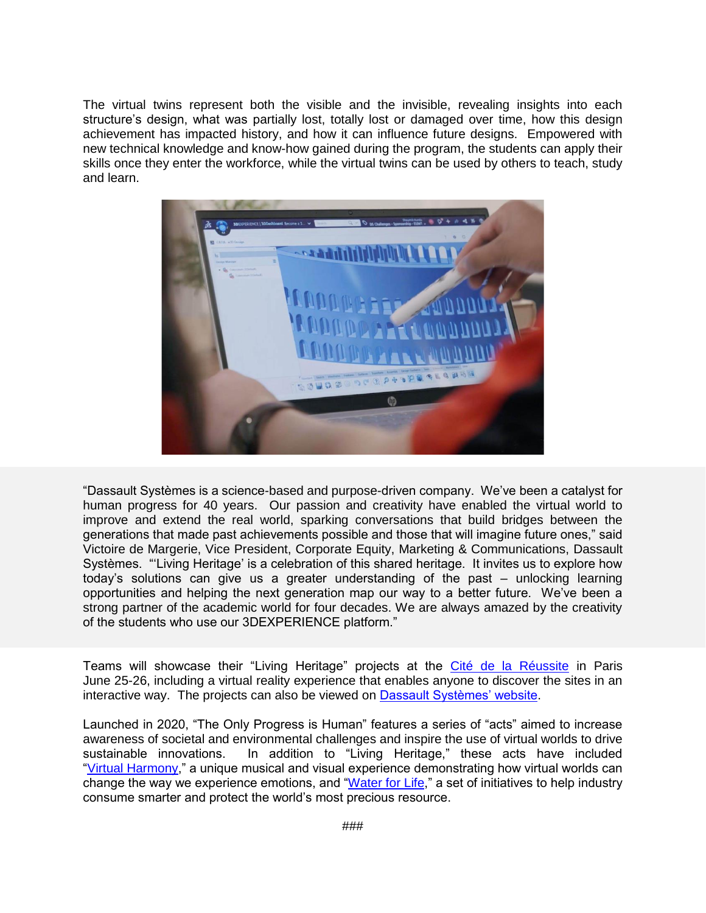The virtual twins represent both the visible and the invisible, revealing insights into each structure's design, what was partially lost, totally lost or damaged over time, how this design achievement has impacted history, and how it can influence future designs. Empowered with new technical knowledge and know-how gained during the program, the students can apply their skills once they enter the workforce, while the virtual twins can be used by others to teach, study and learn.

"Dassault Systèmes is a science-based and purpose-driven company. We've been a catalyst for human progress for 40 years. Our passion and creativity have enabled the virtual world to improve and extend the real world, sparking conversations that build bridges between the generations that made past achievements possible and those that will imagine future ones," said Victoire de Margerie, Vice President, Corporate Equity, Marketing & Communications, Dassault Systèmes. "'Living Heritage' is a celebration of this shared heritage. It invites us to explore how today's solutions can give us a greater understanding of the past – unlocking learning opportunities and helping the next generation map our way to a better future. We've been a strong partner of the academic world for four decades. We are always amazed by the creativity of the students who use our 3DEXPERIENCE platform."

Teams will showcase their "Living Heritage" projects at the Cité de la Réussite in Paris June 25-26, including a virtual reality experience that enables anyone to discover the sites in an interactive way. The projects can also be viewed on Dassault Systèmes' website.

Launched in 2020, "The Only Progress is Human" features a series of "acts" aimed to increase awareness of societal and environmental challenges and inspire the use of virtual worlds to drive sustainable innovations. In addition to "Living Heritage," these acts have included "Virtual Harmony," a unique musical and visual experience demonstrating how virtual worlds can change the way we experience emotions, and "Water for Life," a set of initiatives to help industry consume smarter and protect the world's most precious resource.

###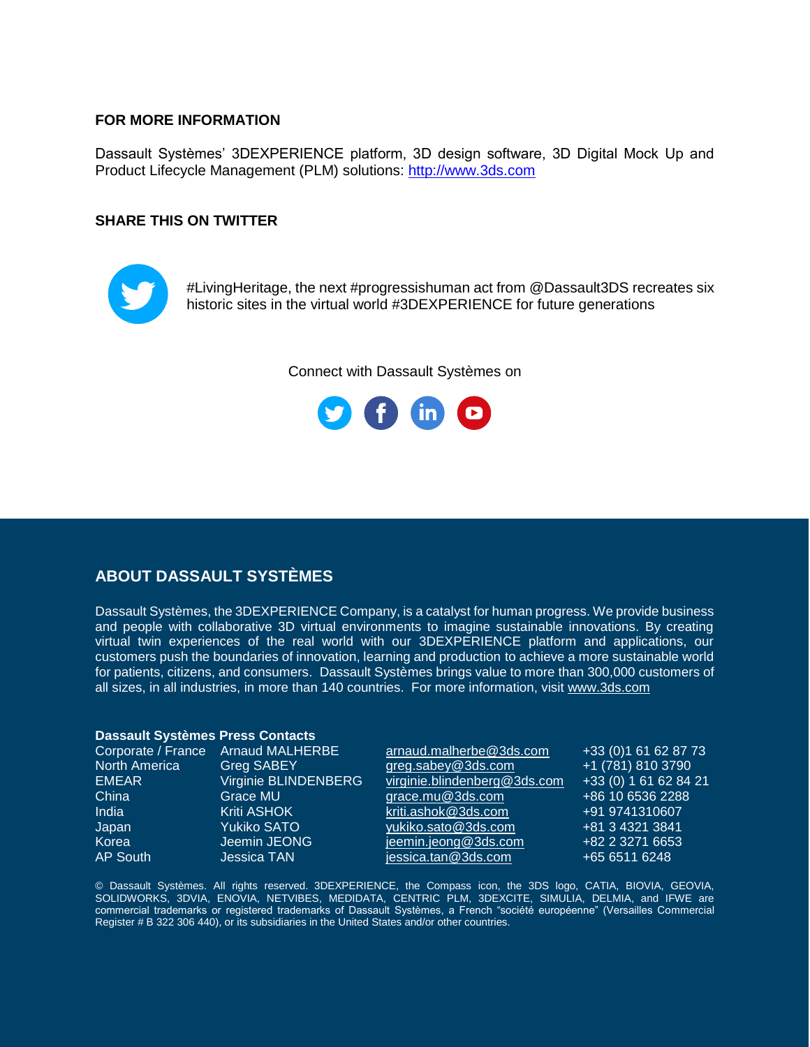## FOR MORE INFORMATION

Dassault Systèmes' 3DEXPERIENCE platform, 3D design software, 3D Digital Mock Up and Product Lifecycle Management (PLM) solutions: http://www.3ds.com

## SHARE THIS ON TWITTER

#LivingHeritage, the next #progressishuman act from @Dassault3DS recreates six historic sites in the virtual world #3DEXPERIENCE for future generations

Connect with Dassault Systèmes on

## ABOUT DASSAULT SYSTÈMES

Dassault Systèmes, the 3DEXPERIENCE Company, is a catalyst for human progress. We provide business and people with collaborative 3D virtual environments to imagine sustainable innovations. By creating virtual twin experiences of the real world with our 3DEXPERIENCE platform and applications, our customers push the boundaries of innovation, learning and production to achieve a more sustainable world for patients, citizens, and consumers. Dassault Systèmes brings value to more than 300,000 customers of all sizes, in all industries, in more than 140 countries. For more information, visit www.3ds.com

**Dassault Systèmes Press Contacts**

| | | | |
|---|---|---|---|
| Corporate / France | Arnaud MALHERBE | arnaud.malherbe@3ds.com | +33 (0)1 61 62 87 73 |
| North America | Greg SABEY | greg.sabey@3ds.com | +1 (781) 810 3790 |
| EMEAR | Virginie BLINDENBERG | virginie.blindenberg@3ds.com | +33 (0) 1 61 62 84 21 |
| China | Grace MU | grace.mu@3ds.com | +86 10 6536 2288 |
| India | Kriti ASHOK | kriti.ashok@3ds.com | +91 9741310607 |
| Japan | Yukiko SATO | yukiko.sato@3ds.com | +81 3 4321 3841 |
| Korea | Jeemin JEONG | jeemin.jeong@3ds.com | +82 2 3271 6653 |
| AP South | Jessica TAN | jessica.tan@3ds.com | +65 6511 6248 |

© Dassault Systèmes. All rights reserved. 3DEXPERIENCE, the Compass icon, the 3DS logo, CATIA, BIOVIA, GEOVIA, SOLIDWORKS, 3DVIA, ENOVIA, NETVIBES, MEDIDATA, CENTRIC PLM, 3DEXCITE, SIMULIA, DELMIA, and IFWE are commercial trademarks or registered trademarks of Dassault Systèmes, a French "société européenne" (Versailles Commercial Register # B 322 306 440), or its subsidiaries in the United States and/or other countries.